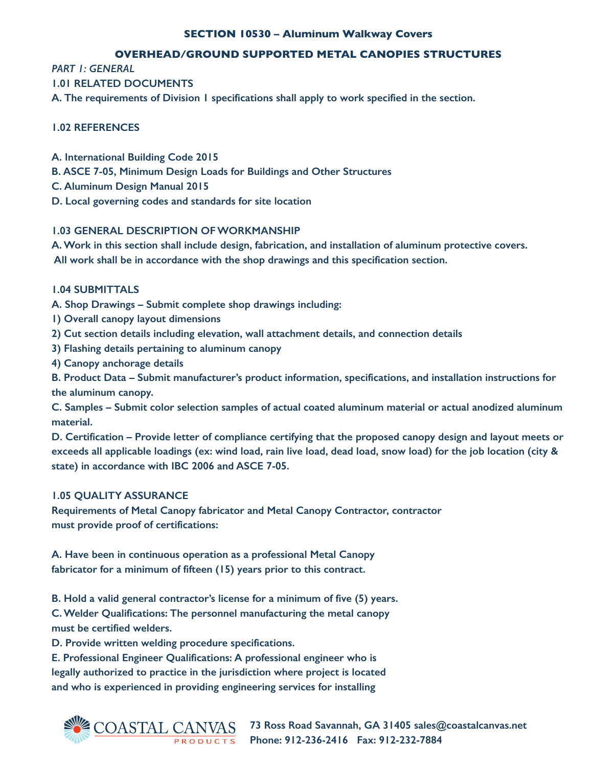## SECTION 10530 – Aluminum Walkway Covers

## OVERHEAD/GROUND SUPPORTED METAL CANOPIES STRUCTURES

*PART 1: GENERAL*

**1.01 RELATED DOCUMENTS**

**A. The requirements of Division 1 specifications shall apply to work specified in the section.**

**1.02 REFERENCES**

**A. International Building Code 2015**

**B. ASCE 7-05, Minimum Design Loads for Buildings and Other Structures**

**C. Aluminum Design Manual 2015**

**D. Local governing codes and standards for site location**

**1.03 GENERAL DESCRIPTION OF WORKMANSHIP**

**A. Work in this section shall include design, fabrication, and installation of aluminum protective covers. All work shall be in accordance with the shop drawings and this specification section.**

**1.04 SUBMITTALS**

**A. Shop Drawings – Submit complete shop drawings including:**

**1) Overall canopy layout dimensions**

**2) Cut section details including elevation, wall attachment details, and connection details**

**3) Flashing details pertaining to aluminum canopy**

**4) Canopy anchorage details**

**B. Product Data – Submit manufacturer's product information, specifications, and installation instructions for the aluminum canopy.**

**C. Samples – Submit color selection samples of actual coated aluminum material or actual anodized aluminum material.**

**D. Certification – Provide letter of compliance certifying that the proposed canopy design and layout meets or exceeds all applicable loadings (ex: wind load, rain live load, dead load, snow load) for the job location (city & state) in accordance with IBC 2006 and ASCE 7-05.**

**1.05 QUALITY ASSURANCE**

**Requirements of Metal Canopy fabricator and Metal Canopy Contractor, contractor must provide proof of certifications:**

**A. Have been in continuous operation as a professional Metal Canopy fabricator for a minimum of fifteen (15) years prior to this contract.**

**B. Hold a valid general contractor's license for a minimum of five (5) years.**

**C. Welder Qualifications: The personnel manufacturing the metal canopy must be certified welders.**

**D. Provide written welding procedure specifications.**

**E. Professional Engineer Qualifications: A professional engineer who is legally authorized to practice in the jurisdiction where project is located and who is experienced in providing engineering services for installing**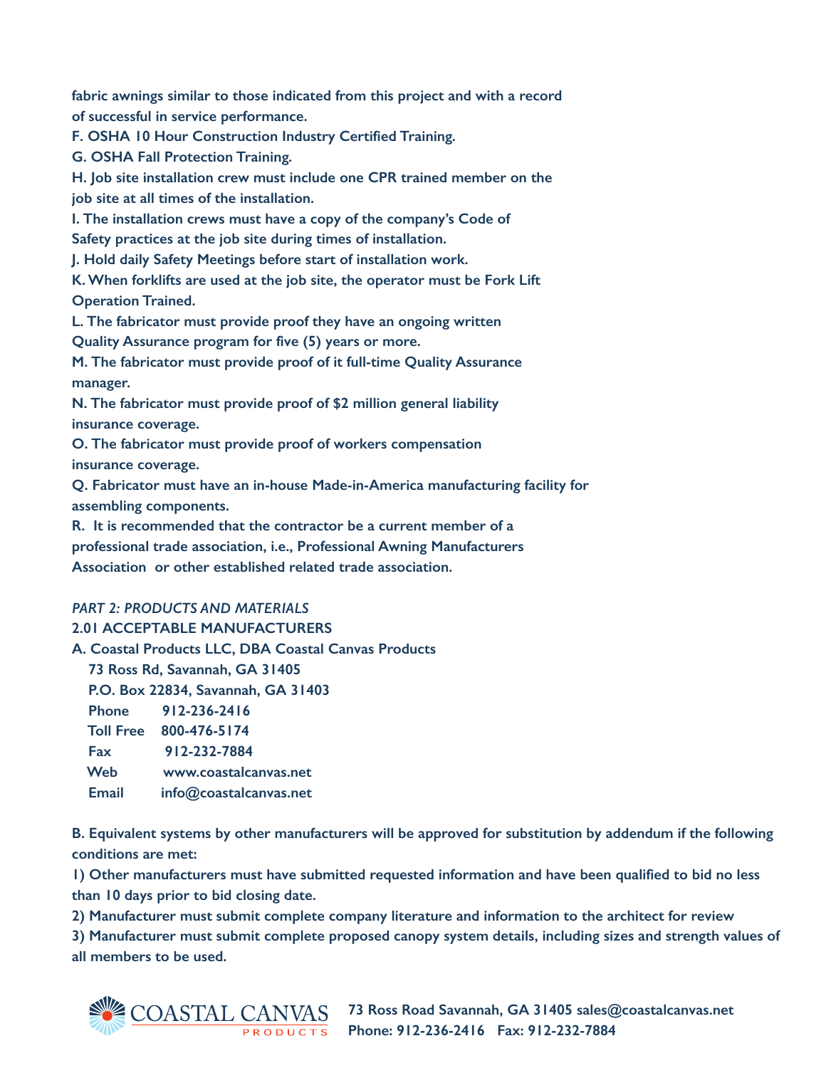**fabric awnings similar to those indicated from this project and with a record of successful in service performance.**

**F. OSHA 10 Hour Construction Industry Certified Training.**

**G. OSHA Fall Protection Training.**

**H. Job site installation crew must include one CPR trained member on the job site at all times of the installation.**

**I. The installation crews must have a copy of the company's Code of Safety practices at the job site during times of installation.**

**J. Hold daily Safety Meetings before start of installation work.**

**K. When forklifts are used at the job site, the operator must be Fork Lift Operation Trained.**

**L. The fabricator must provide proof they have an ongoing written Quality Assurance program for five (5) years or more.**

**M. The fabricator must provide proof of it full-time Quality Assurance manager.**

**N. The fabricator must provide proof of $2 million general liability insurance coverage.**

**O. The fabricator must provide proof of workers compensation insurance coverage.**

**Q. Fabricator must have an in-house Made-in-America manufacturing facility for assembling components.**

**R. It is recommended that the contractor be a current member of a professional trade association, i.e., Professional Awning Manufacturers Association or other established related trade association.**

*PART 2: PRODUCTS AND MATERIALS*

**2.01 ACCEPTABLE MANUFACTURERS**

**A. Coastal Products LLC, DBA Coastal Canvas Products**
**73 Ross Rd, Savannah, GA 31405**
**P.O. Box 22834, Savannah, GA 31403**
**Phone 912-236-2416**
**Toll Free 800-476-5174**
**Fax 912-232-7884**
**Web www.coastalcanvas.net**
**Email info@coastalcanvas.net**

**B. Equivalent systems by other manufacturers will be approved for substitution by addendum if the following conditions are met:**

**1) Other manufacturers must have submitted requested information and have been qualified to bid no less than 10 days prior to bid closing date.**

**2) Manufacturer must submit complete company literature and information to the architect for review**

**3) Manufacturer must submit complete proposed canopy system details, including sizes and strength values of all members to be used.**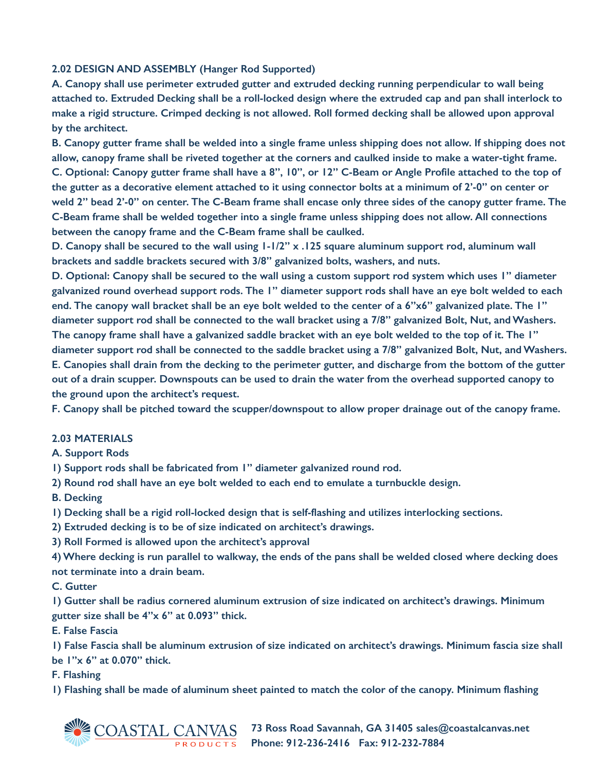**2.02 DESIGN AND ASSEMBLY (Hanger Rod Supported)**

**A. Canopy shall use perimeter extruded gutter and extruded decking running perpendicular to wall being attached to. Extruded Decking shall be a roll-locked design where the extruded cap and pan shall interlock to make a rigid structure. Crimped decking is not allowed. Roll formed decking shall be allowed upon approval by the architect.**

**B. Canopy gutter frame shall be welded into a single frame unless shipping does not allow. If shipping does not allow, canopy frame shall be riveted together at the corners and caulked inside to make a water-tight frame.**

**C. Optional: Canopy gutter frame shall have a 8", 10", or 12" C-Beam or Angle Profile attached to the top of the gutter as a decorative element attached to it using connector bolts at a minimum of 2'-0" on center or weld 2" bead 2'-0" on center. The C-Beam frame shall encase only three sides of the canopy gutter frame. The C-Beam frame shall be welded together into a single frame unless shipping does not allow. All connections between the canopy frame and the C-Beam frame shall be caulked.**

**D. Canopy shall be secured to the wall using 1-1/2" x .125 square aluminum support rod, aluminum wall brackets and saddle brackets secured with 3/8" galvanized bolts, washers, and nuts.**

**D. Optional: Canopy shall be secured to the wall using a custom support rod system which uses 1" diameter galvanized round overhead support rods. The 1" diameter support rods shall have an eye bolt welded to each end. The canopy wall bracket shall be an eye bolt welded to the center of a 6"x6" galvanized plate. The 1" diameter support rod shall be connected to the wall bracket using a 7/8" galvanized Bolt, Nut, and Washers. The canopy frame shall have a galvanized saddle bracket with an eye bolt welded to the top of it. The 1" diameter support rod shall be connected to the saddle bracket using a 7/8" galvanized Bolt, Nut, and Washers.**

**E. Canopies shall drain from the decking to the perimeter gutter, and discharge from the bottom of the gutter out of a drain scupper. Downspouts can be used to drain the water from the overhead supported canopy to the ground upon the architect's request.**

**F. Canopy shall be pitched toward the scupper/downspout to allow proper drainage out of the canopy frame.**

**2.03 MATERIALS**

**A. Support Rods**

**1) Support rods shall be fabricated from 1" diameter galvanized round rod.**

**2) Round rod shall have an eye bolt welded to each end to emulate a turnbuckle design.**

**B. Decking**

**1) Decking shall be a rigid roll-locked design that is self-flashing and utilizes interlocking sections.**

**2) Extruded decking is to be of size indicated on architect's drawings.**

**3) Roll Formed is allowed upon the architect's approval**

**4) Where decking is run parallel to walkway, the ends of the pans shall be welded closed where decking does not terminate into a drain beam.**

**C. Gutter**

**1) Gutter shall be radius cornered aluminum extrusion of size indicated on architect's drawings. Minimum gutter size shall be 4"x 6" at 0.093" thick.**

**E. False Fascia**

**1) False Fascia shall be aluminum extrusion of size indicated on architect's drawings. Minimum fascia size shall be 1"x 6" at 0.070" thick.**

**F. Flashing**

**1) Flashing shall be made of aluminum sheet painted to match the color of the canopy. Minimum flashing**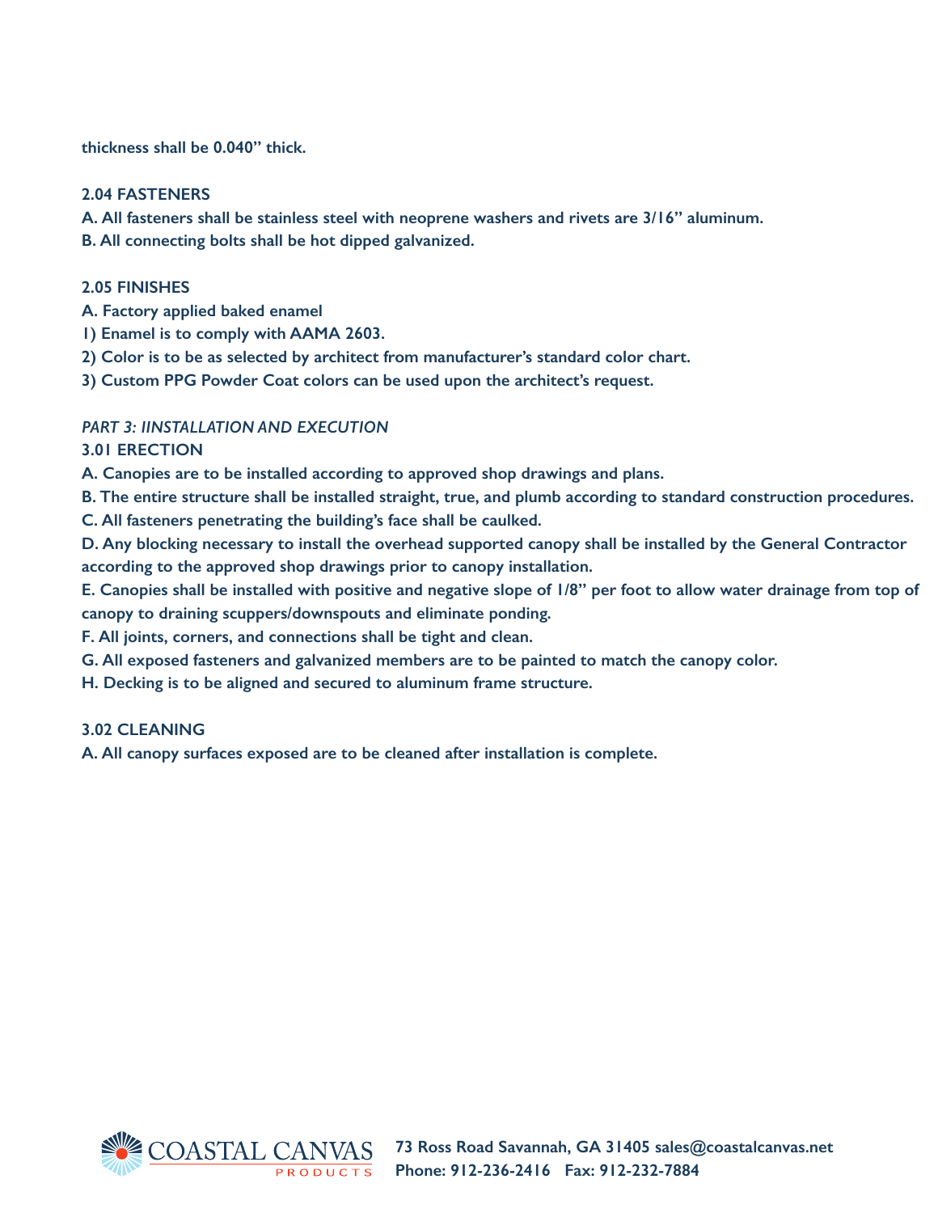thickness shall be 0.040” thick.

**2.04 FASTENERS**

A. All fasteners shall be stainless steel with neoprene washers and rivets are 3/16” aluminum.

B. All connecting bolts shall be hot dipped galvanized.

**2.05 FINISHES**

A. Factory applied baked enamel

1) Enamel is to comply with AAMA 2603.

2) Color is to be as selected by architect from manufacturer’s standard color chart.

3) Custom PPG Powder Coat colors can be used upon the architect’s request.

*PART 3: IINSTALLATION AND EXECUTION*

**3.01 ERECTION**

A. Canopies are to be installed according to approved shop drawings and plans.

B. The entire structure shall be installed straight, true, and plumb according to standard construction procedures.

C. All fasteners penetrating the building’s face shall be caulked.

D. Any blocking necessary to install the overhead supported canopy shall be installed by the General Contractor according to the approved shop drawings prior to canopy installation.

E. Canopies shall be installed with positive and negative slope of 1/8” per foot to allow water drainage from top of canopy to draining scuppers/downspouts and eliminate ponding.

F. All joints, corners, and connections shall be tight and clean.

G. All exposed fasteners and galvanized members are to be painted to match the canopy color.

H. Decking is to be aligned and secured to aluminum frame structure.

**3.02 CLEANING**

A. All canopy surfaces exposed are to be cleaned after installation is complete.